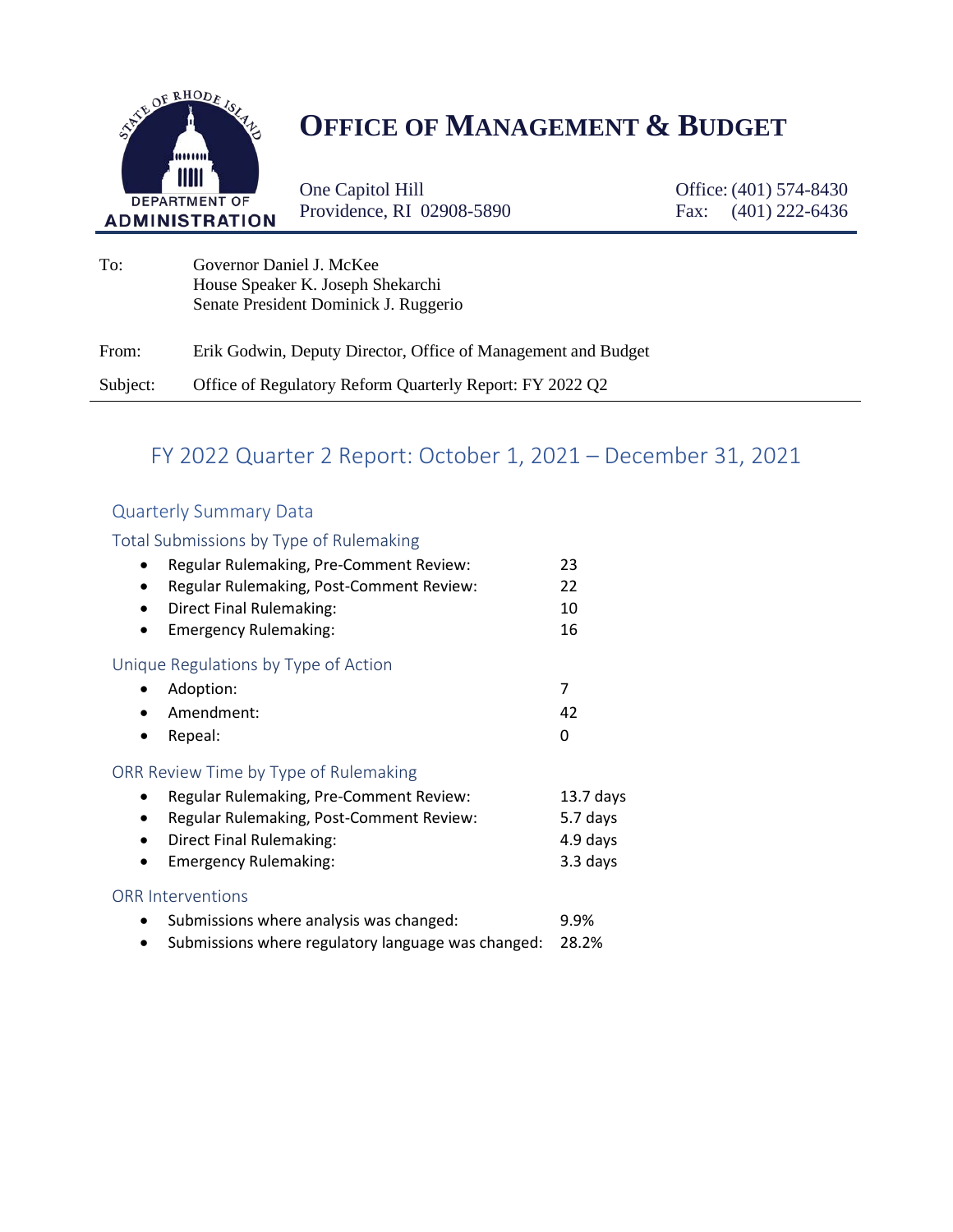DEPARTMENT OF ADMINISTRATION

# Office of Management & Budget

One Capitol Hill
Providence, RI 02908-5890

Office: (401) 574-8430
Fax: (401) 222-6436

| | |
|---|---|
| To: | Governor Daniel J. McKee<br>House Speaker K. Joseph Shekarchi<br>Senate President Dominick J. Ruggerio |
| From: | Erik Godwin, Deputy Director, Office of Management and Budget |
| Subject: | Office of Regulatory Reform Quarterly Report: FY 2022 Q2 |

## FY 2022 Quarter 2 Report: October 1, 2021 – December 31, 2021

### Quarterly Summary Data

#### Total Submissions by Type of Rulemaking

- Regular Rulemaking, Pre-Comment Review: 23
- Regular Rulemaking, Post-Comment Review: 22
- Direct Final Rulemaking: 10
- Emergency Rulemaking: 16

#### Unique Regulations by Type of Action

- Adoption: 7
- Amendment: 42
- Repeal: 0

#### ORR Review Time by Type of Rulemaking

- Regular Rulemaking, Pre-Comment Review: 13.7 days
- Regular Rulemaking, Post-Comment Review: 5.7 days
- Direct Final Rulemaking: 4.9 days
- Emergency Rulemaking: 3.3 days

#### ORR Interventions

- Submissions where analysis was changed: 9.9%
- Submissions where regulatory language was changed: 28.2%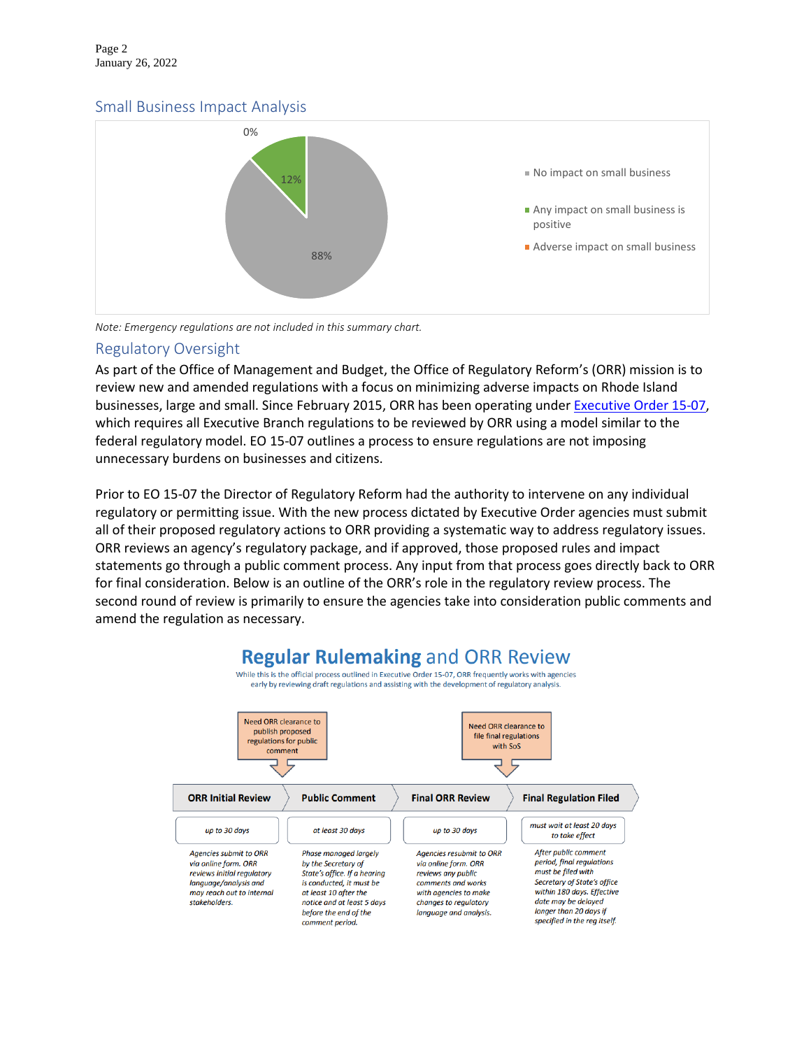## Small Business Impact Analysis

- No impact on small business: 88%
- Any impact on small business is positive: 12%
- Adverse impact on small business: 0%

*Note: Emergency regulations are not included in this summary chart.*

## Regulatory Oversight

As part of the Office of Management and Budget, the Office of Regulatory Reform's (ORR) mission is to review new and amended regulations with a focus on minimizing adverse impacts on Rhode Island businesses, large and small. Since February 2015, ORR has been operating under Executive Order 15-07, which requires all Executive Branch regulations to be reviewed by ORR using a model similar to the federal regulatory model. EO 15-07 outlines a process to ensure regulations are not imposing unnecessary burdens on businesses and citizens.

Prior to EO 15-07 the Director of Regulatory Reform had the authority to intervene on any individual regulatory or permitting issue. With the new process dictated by Executive Order agencies must submit all of their proposed regulatory actions to ORR providing a systematic way to address regulatory issues. ORR reviews an agency's regulatory package, and if approved, those proposed rules and impact statements go through a public comment process. Any input from that process goes directly back to ORR for final consideration. Below is an outline of the ORR's role in the regulatory review process. The second round of review is primarily to ensure the agencies take into consideration public comments and amend the regulation as necessary.

### Regular Rulemaking and ORR Review

While this is the official process outlined in Executive Order 15-07, ORR frequently works with agencies early by reviewing draft regulations and assisting with the development of regulatory analysis.

Need ORR clearance to publish proposed regulations for public comment → (before Public Comment)

Need ORR clearance to file final regulations with SoS → (before Final Regulation Filed)

| ORR Initial Review | Public Comment | Final ORR Review | Final Regulation Filed |
|---|---|---|---|
| *up to 30 days* | *at least 30 days* | *up to 30 days* | *must wait at least 20 days to take effect* |
| *Agencies submit to ORR via online form. ORR reviews initial regulatory language/analysis and may reach out to internal stakeholders.* | *Phase managed largely by the Secretary of State's office. If a hearing is conducted, it must be at least 10 after the notice and at least 5 days before the end of the comment period.* | *Agencies resubmit to ORR via online form. ORR reviews any public comments and works with agencies to make changes to regulatory language and analysis.* | *After public comment period, final regulations must be filed with Secretary of State's office within 180 days. Effective date may be delayed longer than 20 days if specified in the reg itself.* |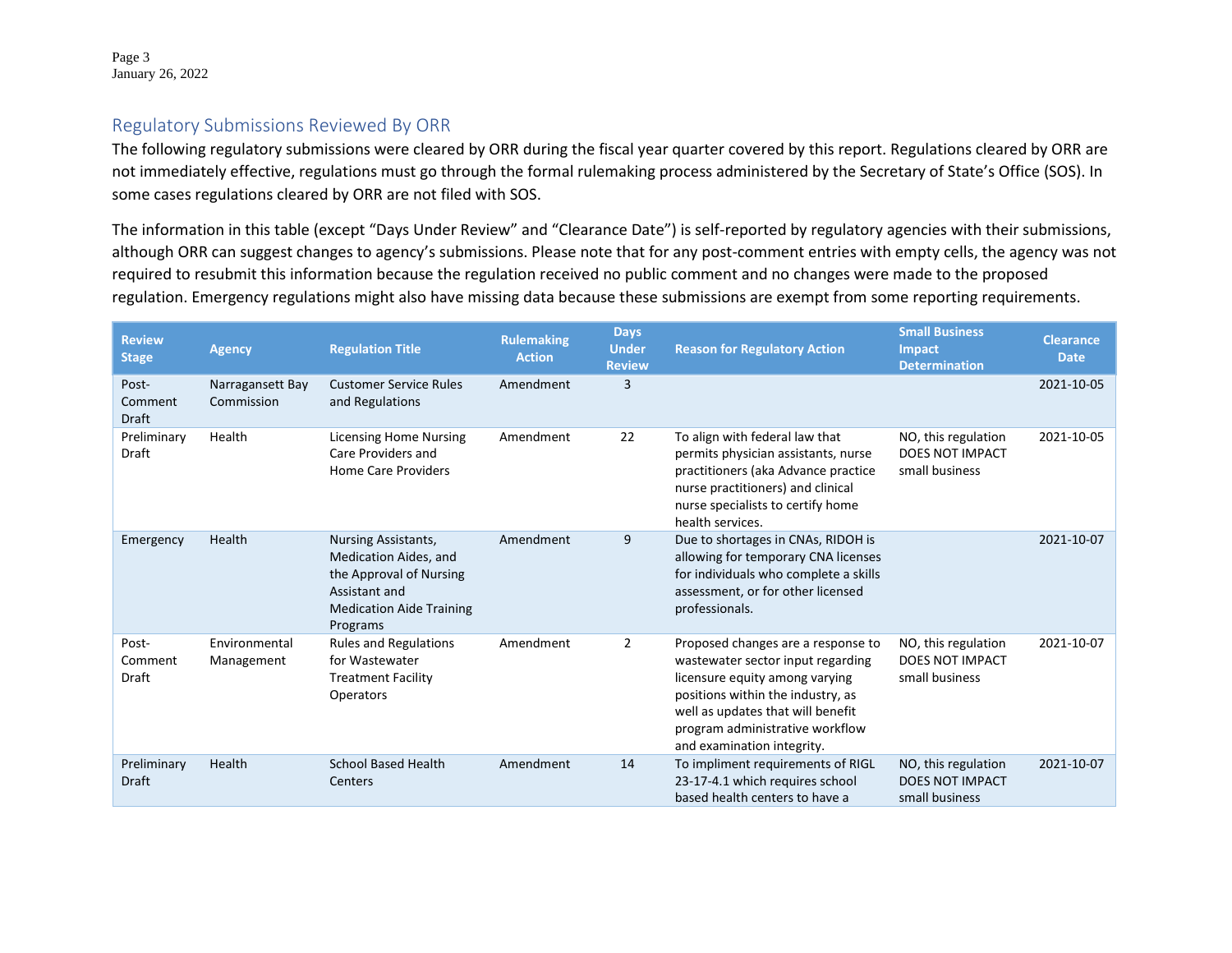## Regulatory Submissions Reviewed By ORR

The following regulatory submissions were cleared by ORR during the fiscal year quarter covered by this report. Regulations cleared by ORR are not immediately effective, regulations must go through the formal rulemaking process administered by the Secretary of State's Office (SOS). In some cases regulations cleared by ORR are not filed with SOS.

The information in this table (except "Days Under Review" and "Clearance Date") is self-reported by regulatory agencies with their submissions, although ORR can suggest changes to agency's submissions. Please note that for any post-comment entries with empty cells, the agency was not required to resubmit this information because the regulation received no public comment and no changes were made to the proposed regulation. Emergency regulations might also have missing data because these submissions are exempt from some reporting requirements.

| Review Stage | Agency | Regulation Title | Rulemaking Action | Days Under Review | Reason for Regulatory Action | Small Business Impact Determination | Clearance Date |
|---|---|---|---|---|---|---|---|
| Post-Comment Draft | Narragansett Bay Commission | Customer Service Rules and Regulations | Amendment | 3 | | | 2021-10-05 |
| Preliminary Draft | Health | Licensing Home Nursing Care Providers and Home Care Providers | Amendment | 22 | To align with federal law that permits physician assistants, nurse practitioners (aka Advance practice nurse practitioners) and clinical nurse specialists to certify home health services. | NO, this regulation DOES NOT IMPACT small business | 2021-10-05 |
| Emergency | Health | Nursing Assistants, Medication Aides, and the Approval of Nursing Assistant and Medication Aide Training Programs | Amendment | 9 | Due to shortages in CNAs, RIDOH is allowing for temporary CNA licenses for individuals who complete a skills assessment, or for other licensed professionals. | | 2021-10-07 |
| Post-Comment Draft | Environmental Management | Rules and Regulations for Wastewater Treatment Facility Operators | Amendment | 2 | Proposed changes are a response to wastewater sector input regarding licensure equity among varying positions within the industry, as well as updates that will benefit program administrative workflow and examination integrity. | NO, this regulation DOES NOT IMPACT small business | 2021-10-07 |
| Preliminary Draft | Health | School Based Health Centers | Amendment | 14 | To impliment requirements of RIGL 23-17-4.1 which requires school based health centers to have a | NO, this regulation DOES NOT IMPACT small business | 2021-10-07 |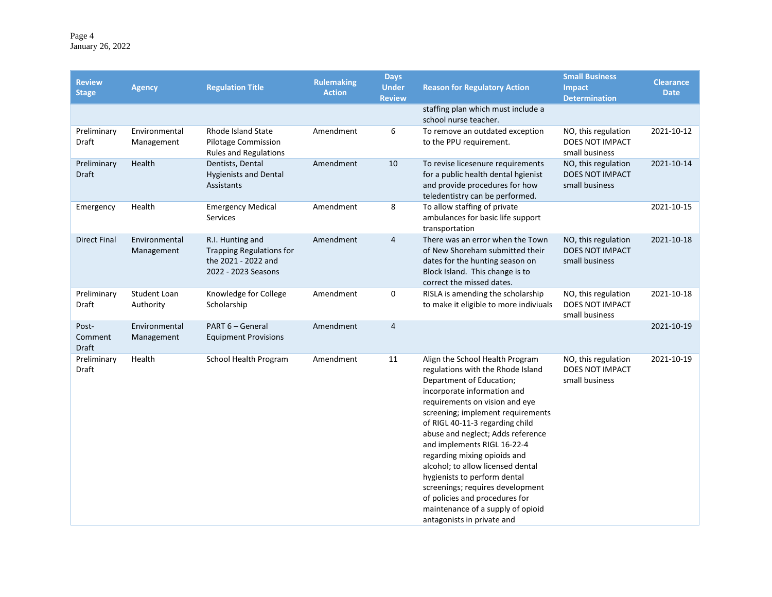| Review Stage | Agency | Regulation Title | Rulemaking Action | Days Under Review | Reason for Regulatory Action | Small Business Impact Determination | Clearance Date |
|---|---|---|---|---|---|---|---|
| | | | | | staffing plan which must include a school nurse teacher. | | |
| Preliminary Draft | Environmental Management | Rhode Island State Pilotage Commission Rules and Regulations | Amendment | 6 | To remove an outdated exception to the PPU requirement. | NO, this regulation DOES NOT IMPACT small business | 2021-10-12 |
| Preliminary Draft | Health | Dentists, Dental Hygienists and Dental Assistants | Amendment | 10 | To revise licesenure requirements for a public health dental hgienist and provide procedures for how teledentistry can be performed. | NO, this regulation DOES NOT IMPACT small business | 2021-10-14 |
| Emergency | Health | Emergency Medical Services | Amendment | 8 | To allow staffing of private ambulances for basic life support transportation | | 2021-10-15 |
| Direct Final | Environmental Management | R.I. Hunting and Trapping Regulations for the 2021 - 2022 and 2022 - 2023 Seasons | Amendment | 4 | There was an error when the Town of New Shoreham submitted their dates for the hunting season on Block Island. This change is to correct the missed dates. | NO, this regulation DOES NOT IMPACT small business | 2021-10-18 |
| Preliminary Draft | Student Loan Authority | Knowledge for College Scholarship | Amendment | 0 | RISLA is amending the scholarship to make it eligible to more indiviuals | NO, this regulation DOES NOT IMPACT small business | 2021-10-18 |
| Post-Comment Draft | Environmental Management | PART 6 – General Equipment Provisions | Amendment | 4 | | | 2021-10-19 |
| Preliminary Draft | Health | School Health Program | Amendment | 11 | Align the School Health Program regulations with the Rhode Island Department of Education; incorporate information and requirements on vision and eye screening; implement requirements of RIGL 40-11-3 regarding child abuse and neglect; Adds reference and implements RIGL 16-22-4 regarding mixing opioids and alcohol; to allow licensed dental hygienists to perform dental screenings; requires development of policies and procedures for maintenance of a supply of opioid antagonists in private and | NO, this regulation DOES NOT IMPACT small business | 2021-10-19 |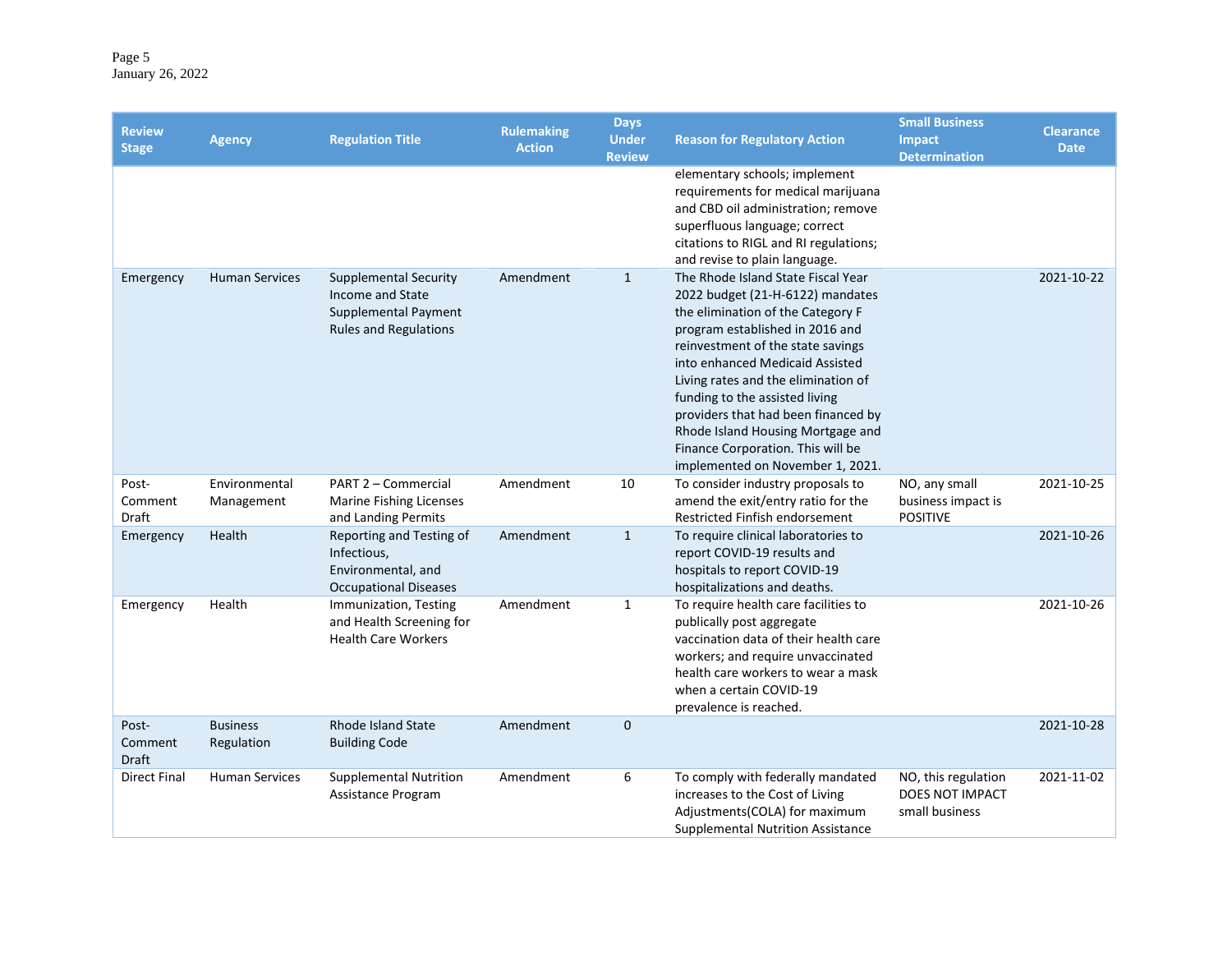| Review Stage | Agency | Regulation Title | Rulemaking Action | Days Under Review | Reason for Regulatory Action | Small Business Impact Determination | Clearance Date |
|---|---|---|---|---|---|---|---|
| | | | | | elementary schools; implement requirements for medical marijuana and CBD oil administration; remove superfluous language; correct citations to RIGL and RI regulations; and revise to plain language. | | |
| Emergency | Human Services | Supplemental Security Income and State Supplemental Payment Rules and Regulations | Amendment | 1 | The Rhode Island State Fiscal Year 2022 budget (21-H-6122) mandates the elimination of the Category F program established in 2016 and reinvestment of the state savings into enhanced Medicaid Assisted Living rates and the elimination of funding to the assisted living providers that had been financed by Rhode Island Housing Mortgage and Finance Corporation. This will be implemented on November 1, 2021. | | 2021-10-22 |
| Post-Comment Draft | Environmental Management | PART 2 – Commercial Marine Fishing Licenses and Landing Permits | Amendment | 10 | To consider industry proposals to amend the exit/entry ratio for the Restricted Finfish endorsement | NO, any small business impact is POSITIVE | 2021-10-25 |
| Emergency | Health | Reporting and Testing of Infectious, Environmental, and Occupational Diseases | Amendment | 1 | To require clinical laboratories to report COVID-19 results and hospitals to report COVID-19 hospitalizations and deaths. | | 2021-10-26 |
| Emergency | Health | Immunization, Testing and Health Screening for Health Care Workers | Amendment | 1 | To require health care facilities to publically post aggregate vaccination data of their health care workers; and require unvaccinated health care workers to wear a mask when a certain COVID-19 prevalence is reached. | | 2021-10-26 |
| Post-Comment Draft | Business Regulation | Rhode Island State Building Code | Amendment | 0 | | | 2021-10-28 |
| Direct Final | Human Services | Supplemental Nutrition Assistance Program | Amendment | 6 | To comply with federally mandated increases to the Cost of Living Adjustments(COLA) for maximum Supplemental Nutrition Assistance | NO, this regulation DOES NOT IMPACT small business | 2021-11-02 |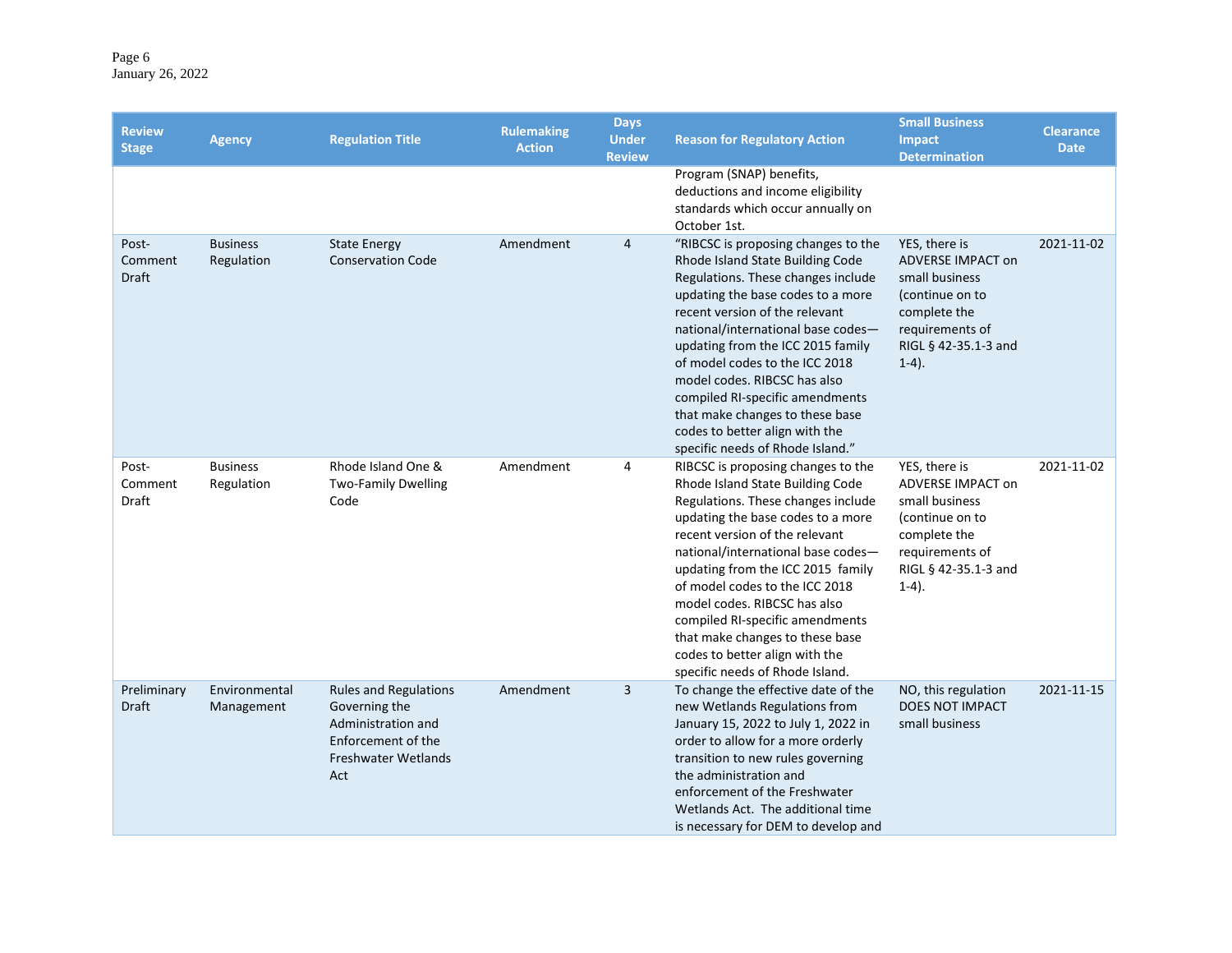| Review Stage | Agency | Regulation Title | Rulemaking Action | Days Under Review | Reason for Regulatory Action | Small Business Impact Determination | Clearance Date |
|---|---|---|---|---|---|---|---|
| | | | | | Program (SNAP) benefits, deductions and income eligibility standards which occur annually on October 1st. | | |
| Post-Comment Draft | Business Regulation | State Energy Conservation Code | Amendment | 4 | "RIBCSC is proposing changes to the Rhode Island State Building Code Regulations. These changes include updating the base codes to a more recent version of the relevant national/international base codes—updating from the ICC 2015 family of model codes to the ICC 2018 model codes. RIBCSC has also compiled RI-specific amendments that make changes to these base codes to better align with the specific needs of Rhode Island." | YES, there is ADVERSE IMPACT on small business (continue on to complete the requirements of RIGL § 42-35.1-3 and 1-4). | 2021-11-02 |
| Post-Comment Draft | Business Regulation | Rhode Island One & Two-Family Dwelling Code | Amendment | 4 | RIBCSC is proposing changes to the Rhode Island State Building Code Regulations. These changes include updating the base codes to a more recent version of the relevant national/international base codes—updating from the ICC 2015 family of model codes to the ICC 2018 model codes. RIBCSC has also compiled RI-specific amendments that make changes to these base codes to better align with the specific needs of Rhode Island. | YES, there is ADVERSE IMPACT on small business (continue on to complete the requirements of RIGL § 42-35.1-3 and 1-4). | 2021-11-02 |
| Preliminary Draft | Environmental Management | Rules and Regulations Governing the Administration and Enforcement of the Freshwater Wetlands Act | Amendment | 3 | To change the effective date of the new Wetlands Regulations from January 15, 2022 to July 1, 2022 in order to allow for a more orderly transition to new rules governing the administration and enforcement of the Freshwater Wetlands Act. The additional time is necessary for DEM to develop and | NO, this regulation DOES NOT IMPACT small business | 2021-11-15 |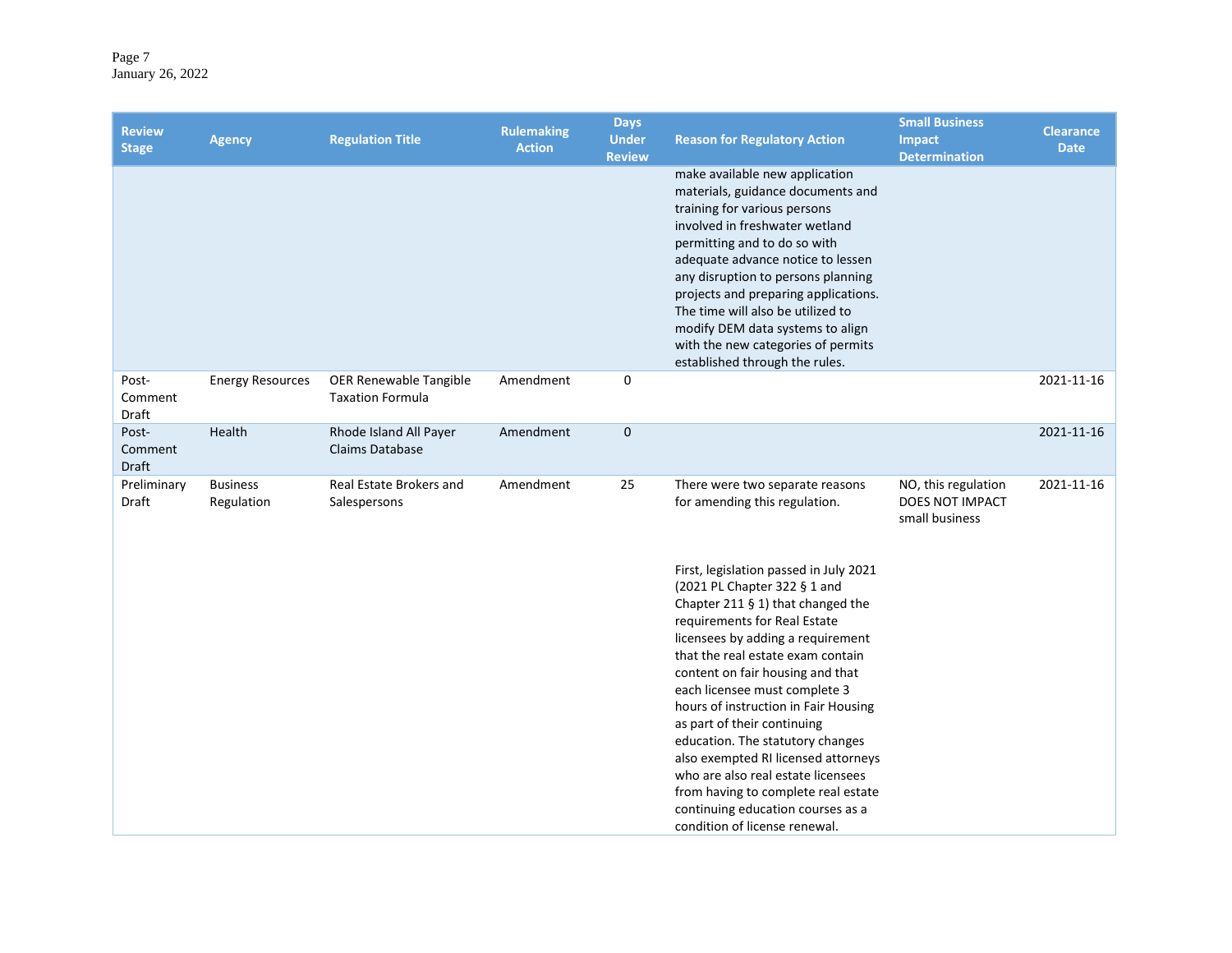| Review Stage | Agency | Regulation Title | Rulemaking Action | Days Under Review | Reason for Regulatory Action | Small Business Impact Determination | Clearance Date |
|---|---|---|---|---|---|---|---|
| | | | | | make available new application materials, guidance documents and training for various persons involved in freshwater wetland permitting and to do so with adequate advance notice to lessen any disruption to persons planning projects and preparing applications. The time will also be utilized to modify DEM data systems to align with the new categories of permits established through the rules. | | |
| Post-Comment Draft | Energy Resources | OER Renewable Tangible Taxation Formula | Amendment | 0 | | | 2021-11-16 |
| Post-Comment Draft | Health | Rhode Island All Payer Claims Database | Amendment | 0 | | | 2021-11-16 |
| Preliminary Draft | Business Regulation | Real Estate Brokers and Salespersons | Amendment | 25 | There were two separate reasons for amending this regulation.<br><br>First, legislation passed in July 2021 (2021 PL Chapter 322 § 1 and Chapter 211 § 1) that changed the requirements for Real Estate licensees by adding a requirement that the real estate exam contain content on fair housing and that each licensee must complete 3 hours of instruction in Fair Housing as part of their continuing education. The statutory changes also exempted RI licensed attorneys who are also real estate licensees from having to complete real estate continuing education courses as a condition of license renewal. | NO, this regulation DOES NOT IMPACT small business | 2021-11-16 |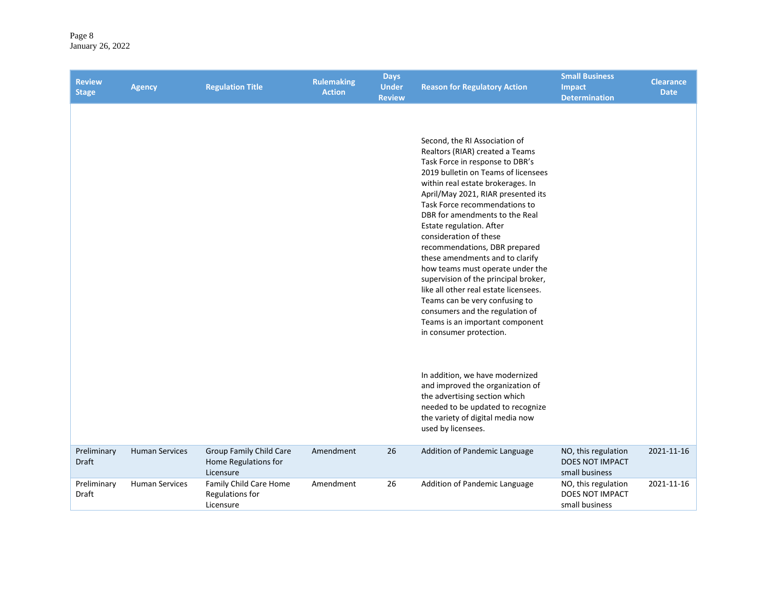| Review Stage | Agency | Regulation Title | Rulemaking Action | Days Under Review | Reason for Regulatory Action | Small Business Impact Determination | Clearance Date |
|---|---|---|---|---|---|---|---|
| | | | | | Second, the RI Association of Realtors (RIAR) created a Teams Task Force in response to DBR's 2019 bulletin on Teams of licensees within real estate brokerages. In April/May 2021, RIAR presented its Task Force recommendations to DBR for amendments to the Real Estate regulation. After consideration of these recommendations, DBR prepared these amendments and to clarify how teams must operate under the supervision of the principal broker, like all other real estate licensees. Teams can be very confusing to consumers and the regulation of Teams is an important component in consumer protection.<br><br>In addition, we have modernized and improved the organization of the advertising section which needed to be updated to recognize the variety of digital media now used by licensees. | | |
| Preliminary Draft | Human Services | Group Family Child Care Home Regulations for Licensure | Amendment | 26 | Addition of Pandemic Language | NO, this regulation DOES NOT IMPACT small business | 2021-11-16 |
| Preliminary Draft | Human Services | Family Child Care Home Regulations for Licensure | Amendment | 26 | Addition of Pandemic Language | NO, this regulation DOES NOT IMPACT small business | 2021-11-16 |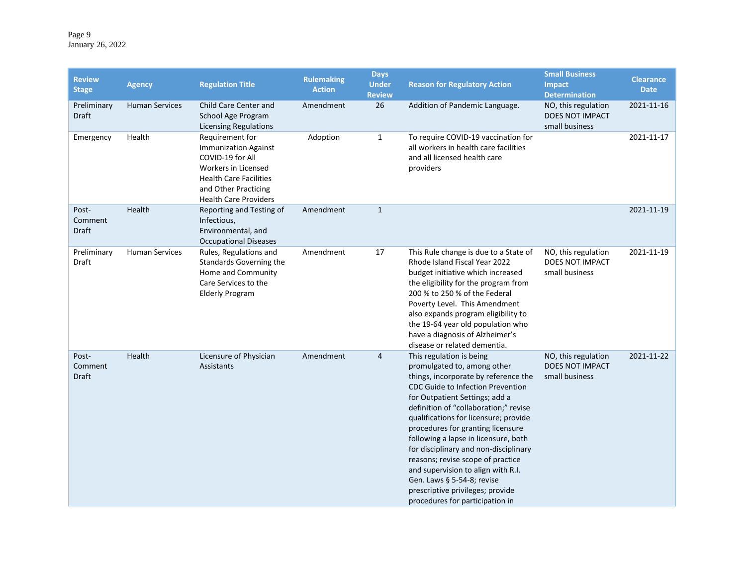| Review Stage | Agency | Regulation Title | Rulemaking Action | Days Under Review | Reason for Regulatory Action | Small Business Impact Determination | Clearance Date |
|---|---|---|---|---|---|---|---|
| Preliminary Draft | Human Services | Child Care Center and School Age Program Licensing Regulations | Amendment | 26 | Addition of Pandemic Language. | NO, this regulation DOES NOT IMPACT small business | 2021-11-16 |
| Emergency | Health | Requirement for Immunization Against COVID-19 for All Workers in Licensed Health Care Facilities and Other Practicing Health Care Providers | Adoption | 1 | To require COVID-19 vaccination for all workers in health care facilities and all licensed health care providers | | 2021-11-17 |
| Post-Comment Draft | Health | Reporting and Testing of Infectious, Environmental, and Occupational Diseases | Amendment | 1 | | | 2021-11-19 |
| Preliminary Draft | Human Services | Rules, Regulations and Standards Governing the Home and Community Care Services to the Elderly Program | Amendment | 17 | This Rule change is due to a State of Rhode Island Fiscal Year 2022 budget initiative which increased the eligibility for the program from 200 % to 250 % of the Federal Poverty Level. This Amendment also expands program eligibility to the 19-64 year old population who have a diagnosis of Alzheimer's disease or related dementia. | NO, this regulation DOES NOT IMPACT small business | 2021-11-19 |
| Post-Comment Draft | Health | Licensure of Physician Assistants | Amendment | 4 | This regulation is being promulgated to, among other things, incorporate by reference the CDC Guide to Infection Prevention for Outpatient Settings; add a definition of "collaboration;" revise qualifications for licensure; provide procedures for granting licensure following a lapse in licensure, both for disciplinary and non-disciplinary reasons; revise scope of practice and supervision to align with R.I. Gen. Laws § 5-54-8; revise prescriptive privileges; provide procedures for participation in | NO, this regulation DOES NOT IMPACT small business | 2021-11-22 |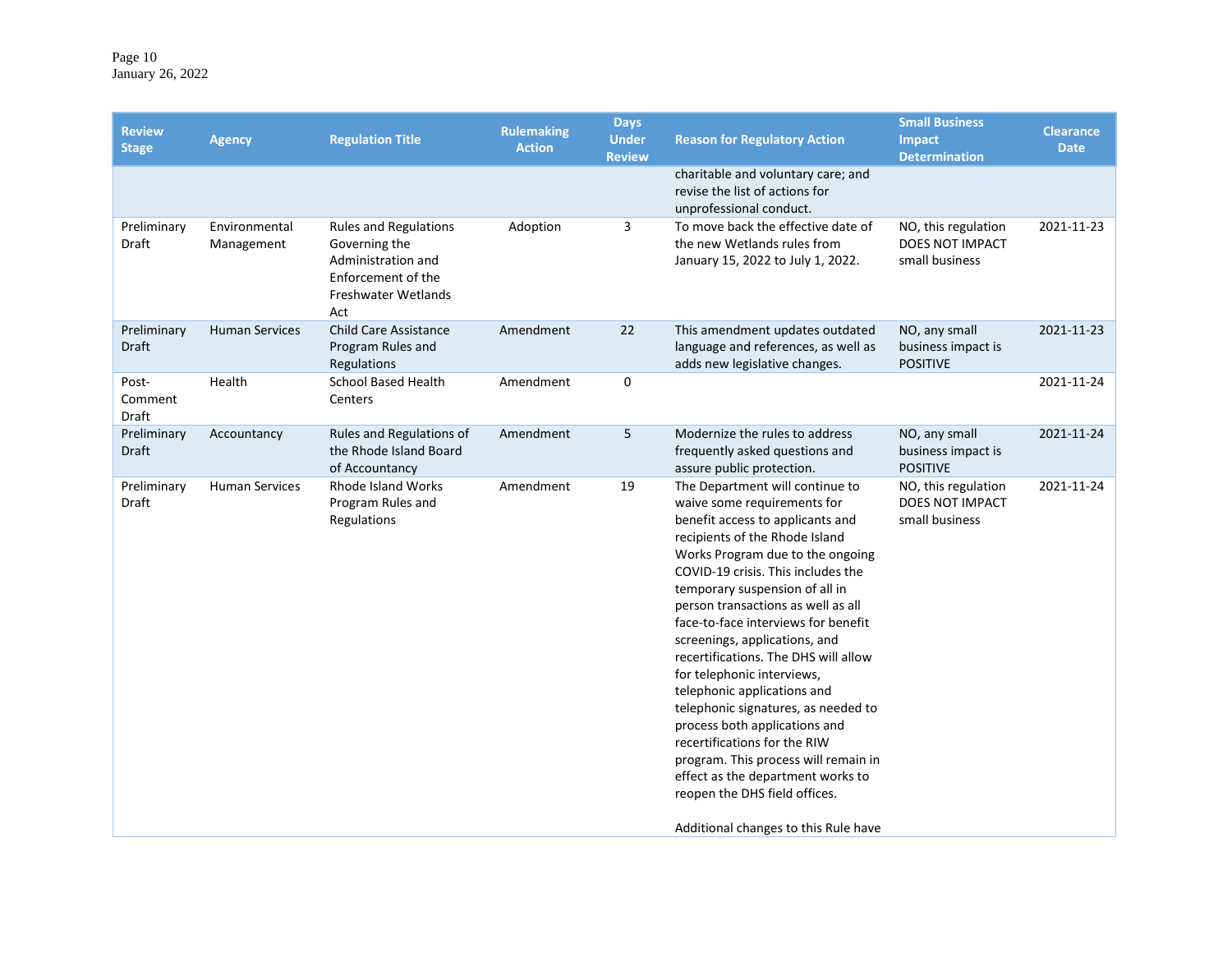| Review Stage | Agency | Regulation Title | Rulemaking Action | Days Under Review | Reason for Regulatory Action | Small Business Impact Determination | Clearance Date |
|---|---|---|---|---|---|---|---|
| | | | | | charitable and voluntary care; and revise the list of actions for unprofessional conduct. | | |
| Preliminary Draft | Environmental Management | Rules and Regulations Governing the Administration and Enforcement of the Freshwater Wetlands Act | Adoption | 3 | To move back the effective date of the new Wetlands rules from January 15, 2022 to July 1, 2022. | NO, this regulation DOES NOT IMPACT small business | 2021-11-23 |
| Preliminary Draft | Human Services | Child Care Assistance Program Rules and Regulations | Amendment | 22 | This amendment updates outdated language and references, as well as adds new legislative changes. | NO, any small business impact is POSITIVE | 2021-11-23 |
| Post-Comment Draft | Health | School Based Health Centers | Amendment | 0 | | | 2021-11-24 |
| Preliminary Draft | Accountancy | Rules and Regulations of the Rhode Island Board of Accountancy | Amendment | 5 | Modernize the rules to address frequently asked questions and assure public protection. | NO, any small business impact is POSITIVE | 2021-11-24 |
| Preliminary Draft | Human Services | Rhode Island Works Program Rules and Regulations | Amendment | 19 | The Department will continue to waive some requirements for benefit access to applicants and recipients of the Rhode Island Works Program due to the ongoing COVID-19 crisis. This includes the temporary suspension of all in person transactions as well as all face-to-face interviews for benefit screenings, applications, and recertifications. The DHS will allow for telephonic interviews, telephonic applications and telephonic signatures, as needed to process both applications and recertifications for the RIW program. This process will remain in effect as the department works to reopen the DHS field offices.<br><br>Additional changes to this Rule have | NO, this regulation DOES NOT IMPACT small business | 2021-11-24 |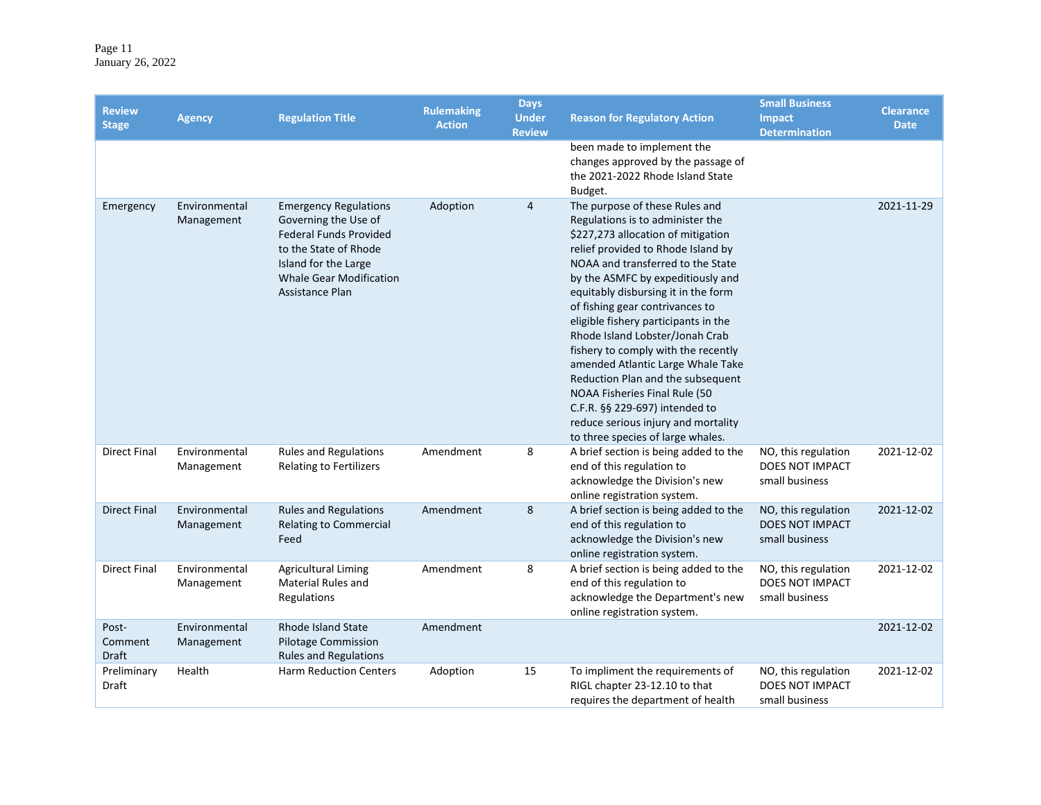| Review Stage | Agency | Regulation Title | Rulemaking Action | Days Under Review | Reason for Regulatory Action | Small Business Impact Determination | Clearance Date |
|---|---|---|---|---|---|---|---|
| | | | | | been made to implement the changes approved by the passage of the 2021-2022 Rhode Island State Budget. | | |
| Emergency | Environmental Management | Emergency Regulations Governing the Use of Federal Funds Provided to the State of Rhode Island for the Large Whale Gear Modification Assistance Plan | Adoption | 4 | The purpose of these Rules and Regulations is to administer the $227,273 allocation of mitigation relief provided to Rhode Island by NOAA and transferred to the State by the ASMFC by expeditiously and equitably disbursing it in the form of fishing gear contrivances to eligible fishery participants in the Rhode Island Lobster/Jonah Crab fishery to comply with the recently amended Atlantic Large Whale Take Reduction Plan and the subsequent NOAA Fisheries Final Rule (50 C.F.R. §§ 229-697) intended to reduce serious injury and mortality to three species of large whales. | | 2021-11-29 |
| Direct Final | Environmental Management | Rules and Regulations Relating to Fertilizers | Amendment | 8 | A brief section is being added to the end of this regulation to acknowledge the Division's new online registration system. | NO, this regulation DOES NOT IMPACT small business | 2021-12-02 |
| Direct Final | Environmental Management | Rules and Regulations Relating to Commercial Feed | Amendment | 8 | A brief section is being added to the end of this regulation to acknowledge the Division's new online registration system. | NO, this regulation DOES NOT IMPACT small business | 2021-12-02 |
| Direct Final | Environmental Management | Agricultural Liming Material Rules and Regulations | Amendment | 8 | A brief section is being added to the end of this regulation to acknowledge the Department's new online registration system. | NO, this regulation DOES NOT IMPACT small business | 2021-12-02 |
| Post-Comment Draft | Environmental Management | Rhode Island State Pilotage Commission Rules and Regulations | Amendment | | | | 2021-12-02 |
| Preliminary Draft | Health | Harm Reduction Centers | Adoption | 15 | To impliment the requirements of RIGL chapter 23-12.10 to that requires the department of health | NO, this regulation DOES NOT IMPACT small business | 2021-12-02 |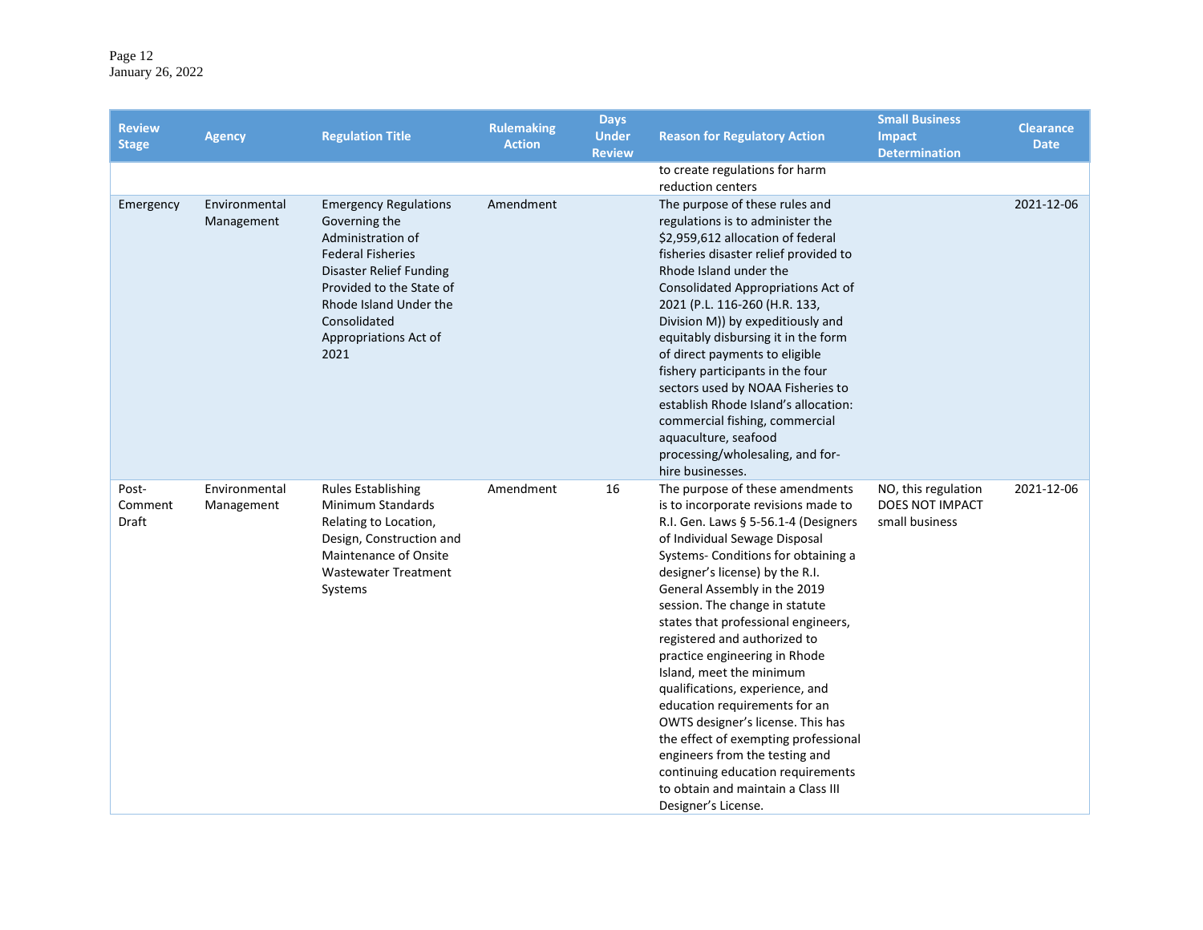| Review Stage | Agency | Regulation Title | Rulemaking Action | Days Under Review | Reason for Regulatory Action | Small Business Impact Determination | Clearance Date |
|---|---|---|---|---|---|---|---|
| | | | | | to create regulations for harm reduction centers | | |
| Emergency | Environmental Management | Emergency Regulations Governing the Administration of Federal Fisheries Disaster Relief Funding Provided to the State of Rhode Island Under the Consolidated Appropriations Act of 2021 | Amendment | | The purpose of these rules and regulations is to administer the $2,959,612 allocation of federal fisheries disaster relief provided to Rhode Island under the Consolidated Appropriations Act of 2021 (P.L. 116-260 (H.R. 133, Division M)) by expeditiously and equitably disbursing it in the form of direct payments to eligible fishery participants in the four sectors used by NOAA Fisheries to establish Rhode Island's allocation: commercial fishing, commercial aquaculture, seafood processing/wholesaling, and for-hire businesses. | | 2021-12-06 |
| Post-Comment Draft | Environmental Management | Rules Establishing Minimum Standards Relating to Location, Design, Construction and Maintenance of Onsite Wastewater Treatment Systems | Amendment | 16 | The purpose of these amendments is to incorporate revisions made to R.I. Gen. Laws § 5-56.1-4 (Designers of Individual Sewage Disposal Systems- Conditions for obtaining a designer's license) by the R.I. General Assembly in the 2019 session. The change in statute states that professional engineers, registered and authorized to practice engineering in Rhode Island, meet the minimum qualifications, experience, and education requirements for an OWTS designer's license. This has the effect of exempting professional engineers from the testing and continuing education requirements to obtain and maintain a Class III Designer's License. | NO, this regulation DOES NOT IMPACT small business | 2021-12-06 |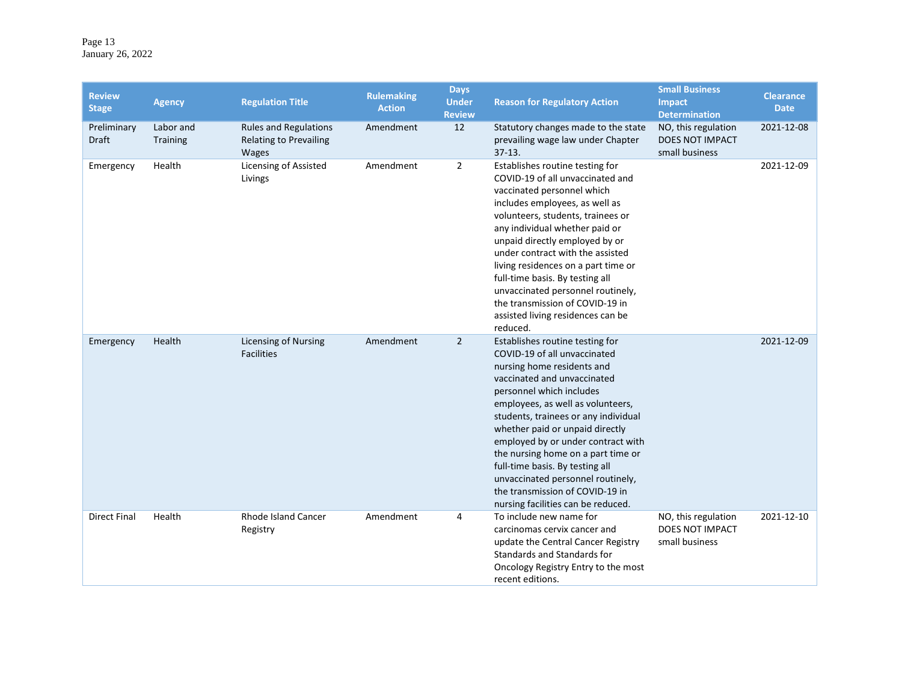| Review Stage | Agency | Regulation Title | Rulemaking Action | Days Under Review | Reason for Regulatory Action | Small Business Impact Determination | Clearance Date |
|---|---|---|---|---|---|---|---|
| Preliminary Draft | Labor and Training | Rules and Regulations Relating to Prevailing Wages | Amendment | 12 | Statutory changes made to the state prevailing wage law under Chapter 37-13. | NO, this regulation DOES NOT IMPACT small business | 2021-12-08 |
| Emergency | Health | Licensing of Assisted Livings | Amendment | 2 | Establishes routine testing for COVID-19 of all unvaccinated and vaccinated personnel which includes employees, as well as volunteers, students, trainees or any individual whether paid or unpaid directly employed by or under contract with the assisted living residences on a part time or full-time basis. By testing all unvaccinated personnel routinely, the transmission of COVID-19 in assisted living residences can be reduced. | | 2021-12-09 |
| Emergency | Health | Licensing of Nursing Facilities | Amendment | 2 | Establishes routine testing for COVID-19 of all unvaccinated nursing home residents and vaccinated and unvaccinated personnel which includes employees, as well as volunteers, students, trainees or any individual whether paid or unpaid directly employed by or under contract with the nursing home on a part time or full-time basis. By testing all unvaccinated personnel routinely, the transmission of COVID-19 in nursing facilities can be reduced. | | 2021-12-09 |
| Direct Final | Health | Rhode Island Cancer Registry | Amendment | 4 | To include new name for carcinomas cervix cancer and update the Central Cancer Registry Standards and Standards for Oncology Registry Entry to the most recent editions. | NO, this regulation DOES NOT IMPACT small business | 2021-12-10 |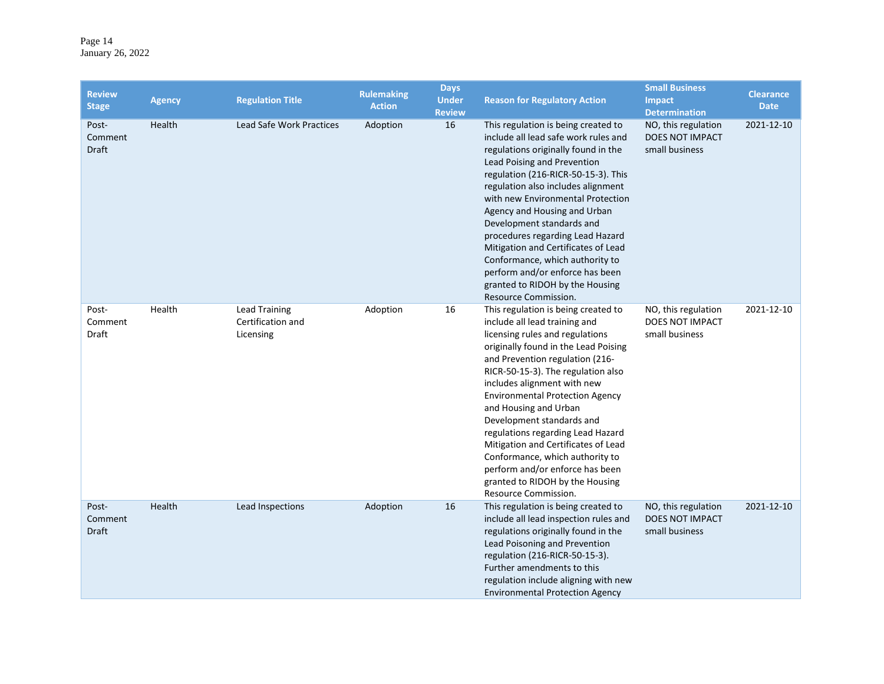| Review Stage | Agency | Regulation Title | Rulemaking Action | Days Under Review | Reason for Regulatory Action | Small Business Impact Determination | Clearance Date |
|---|---|---|---|---|---|---|---|
| Post-Comment Draft | Health | Lead Safe Work Practices | Adoption | 16 | This regulation is being created to include all lead safe work rules and regulations originally found in the Lead Poising and Prevention regulation (216-RICR-50-15-3). This regulation also includes alignment with new Environmental Protection Agency and Housing and Urban Development standards and procedures regarding Lead Hazard Mitigation and Certificates of Lead Conformance, which authority to perform and/or enforce has been granted to RIDOH by the Housing Resource Commission. | NO, this regulation DOES NOT IMPACT small business | 2021-12-10 |
| Post-Comment Draft | Health | Lead Training Certification and Licensing | Adoption | 16 | This regulation is being created to include all lead training and licensing rules and regulations originally found in the Lead Poising and Prevention regulation (216-RICR-50-15-3). The regulation also includes alignment with new Environmental Protection Agency and Housing and Urban Development standards and regulations regarding Lead Hazard Mitigation and Certificates of Lead Conformance, which authority to perform and/or enforce has been granted to RIDOH by the Housing Resource Commission. | NO, this regulation DOES NOT IMPACT small business | 2021-12-10 |
| Post-Comment Draft | Health | Lead Inspections | Adoption | 16 | This regulation is being created to include all lead inspection rules and regulations originally found in the Lead Poisoning and Prevention regulation (216-RICR-50-15-3). Further amendments to this regulation include aligning with new Environmental Protection Agency | NO, this regulation DOES NOT IMPACT small business | 2021-12-10 |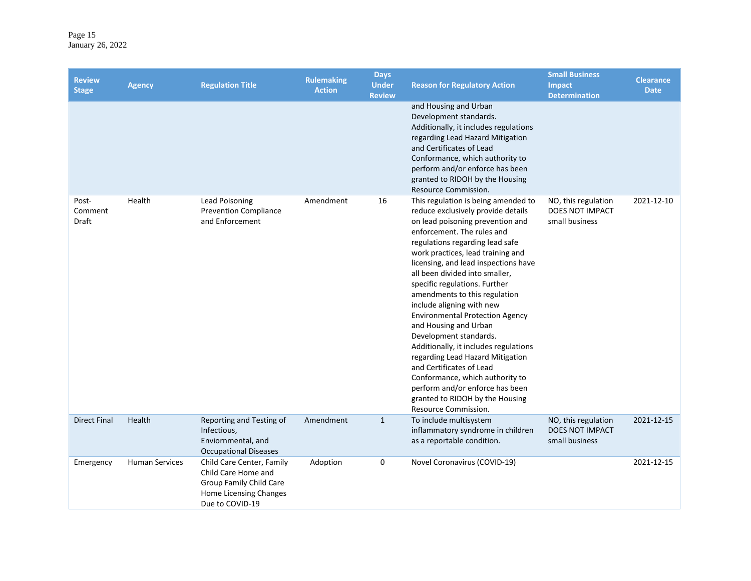| Review Stage | Agency | Regulation Title | Rulemaking Action | Days Under Review | Reason for Regulatory Action | Small Business Impact Determination | Clearance Date |
|---|---|---|---|---|---|---|---|
| | | | | | and Housing and Urban Development standards. Additionally, it includes regulations regarding Lead Hazard Mitigation and Certificates of Lead Conformance, which authority to perform and/or enforce has been granted to RIDOH by the Housing Resource Commission. | | |
| Post-Comment Draft | Health | Lead Poisoning Prevention Compliance and Enforcement | Amendment | 16 | This regulation is being amended to reduce exclusively provide details on lead poisoning prevention and enforcement. The rules and regulations regarding lead safe work practices, lead training and licensing, and lead inspections have all been divided into smaller, specific regulations. Further amendments to this regulation include aligning with new Environmental Protection Agency and Housing and Urban Development standards. Additionally, it includes regulations regarding Lead Hazard Mitigation and Certificates of Lead Conformance, which authority to perform and/or enforce has been granted to RIDOH by the Housing Resource Commission. | NO, this regulation DOES NOT IMPACT small business | 2021-12-10 |
| Direct Final | Health | Reporting and Testing of Infectious, Enviornmental, and Occupational Diseases | Amendment | 1 | To include multisystem inflammatory syndrome in children as a reportable condition. | NO, this regulation DOES NOT IMPACT small business | 2021-12-15 |
| Emergency | Human Services | Child Care Center, Family Child Care Home and Group Family Child Care Home Licensing Changes Due to COVID-19 | Adoption | 0 | Novel Coronavirus (COVID-19) | | 2021-12-15 |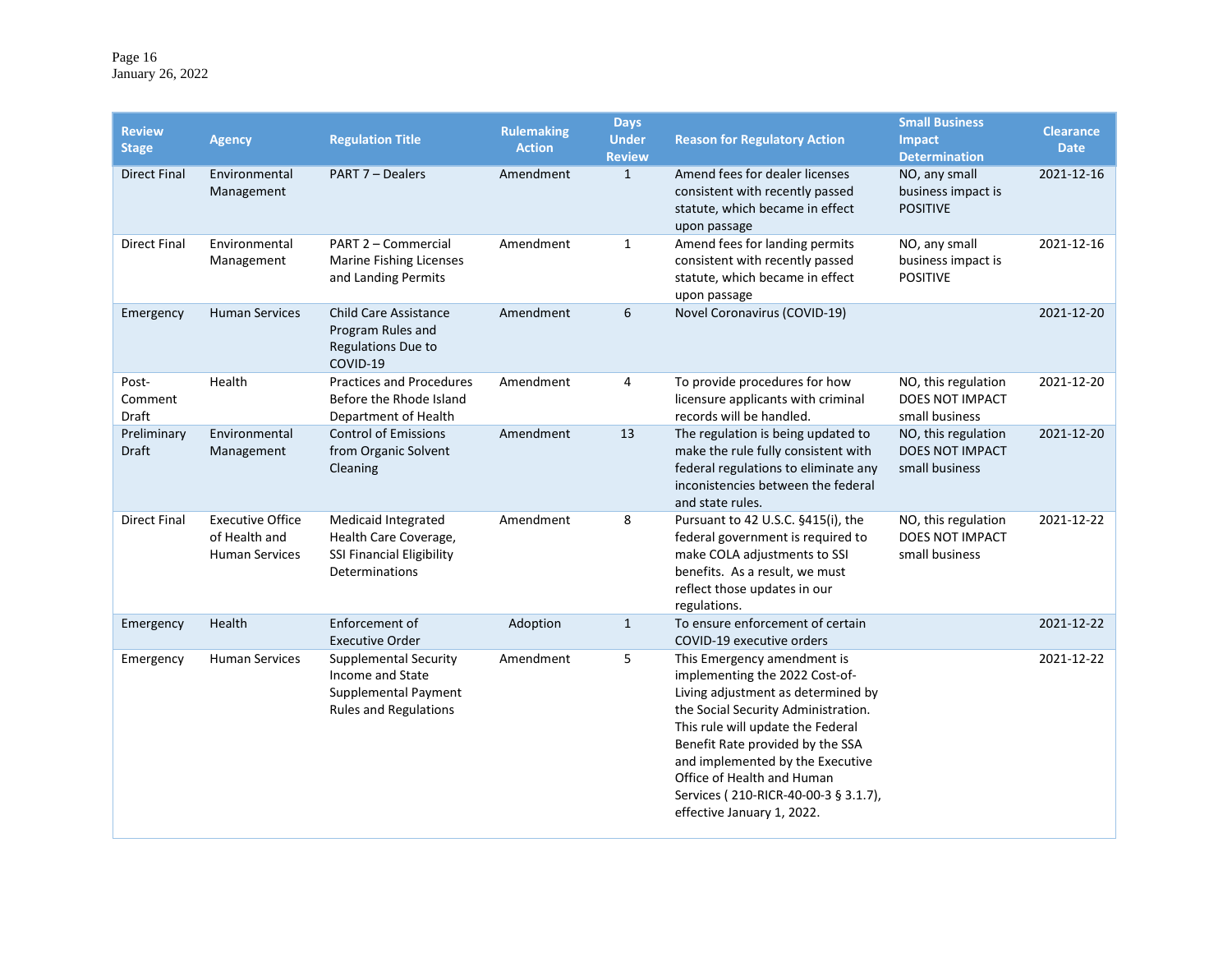| Review Stage | Agency | Regulation Title | Rulemaking Action | Days Under Review | Reason for Regulatory Action | Small Business Impact Determination | Clearance Date |
|---|---|---|---|---|---|---|---|
| Direct Final | Environmental Management | PART 7 – Dealers | Amendment | 1 | Amend fees for dealer licenses consistent with recently passed statute, which became in effect upon passage | NO, any small business impact is POSITIVE | 2021-12-16 |
| Direct Final | Environmental Management | PART 2 – Commercial Marine Fishing Licenses and Landing Permits | Amendment | 1 | Amend fees for landing permits consistent with recently passed statute, which became in effect upon passage | NO, any small business impact is POSITIVE | 2021-12-16 |
| Emergency | Human Services | Child Care Assistance Program Rules and Regulations Due to COVID-19 | Amendment | 6 | Novel Coronavirus (COVID-19) | | 2021-12-20 |
| Post-Comment Draft | Health | Practices and Procedures Before the Rhode Island Department of Health | Amendment | 4 | To provide procedures for how licensure applicants with criminal records will be handled. | NO, this regulation DOES NOT IMPACT small business | 2021-12-20 |
| Preliminary Draft | Environmental Management | Control of Emissions from Organic Solvent Cleaning | Amendment | 13 | The regulation is being updated to make the rule fully consistent with federal regulations to eliminate any inconsistencies between the federal and state rules. | NO, this regulation DOES NOT IMPACT small business | 2021-12-20 |
| Direct Final | Executive Office of Health and Human Services | Medicaid Integrated Health Care Coverage, SSI Financial Eligibility Determinations | Amendment | 8 | Pursuant to 42 U.S.C. §415(i), the federal government is required to make COLA adjustments to SSI benefits. As a result, we must reflect those updates in our regulations. | NO, this regulation DOES NOT IMPACT small business | 2021-12-22 |
| Emergency | Health | Enforcement of Executive Order | Adoption | 1 | To ensure enforcement of certain COVID-19 executive orders | | 2021-12-22 |
| Emergency | Human Services | Supplemental Security Income and State Supplemental Payment Rules and Regulations | Amendment | 5 | This Emergency amendment is implementing the 2022 Cost-of-Living adjustment as determined by the Social Security Administration. This rule will update the Federal Benefit Rate provided by the SSA and implemented by the Executive Office of Health and Human Services ( 210-RICR-40-00-3 § 3.1.7), effective January 1, 2022. | | 2021-12-22 |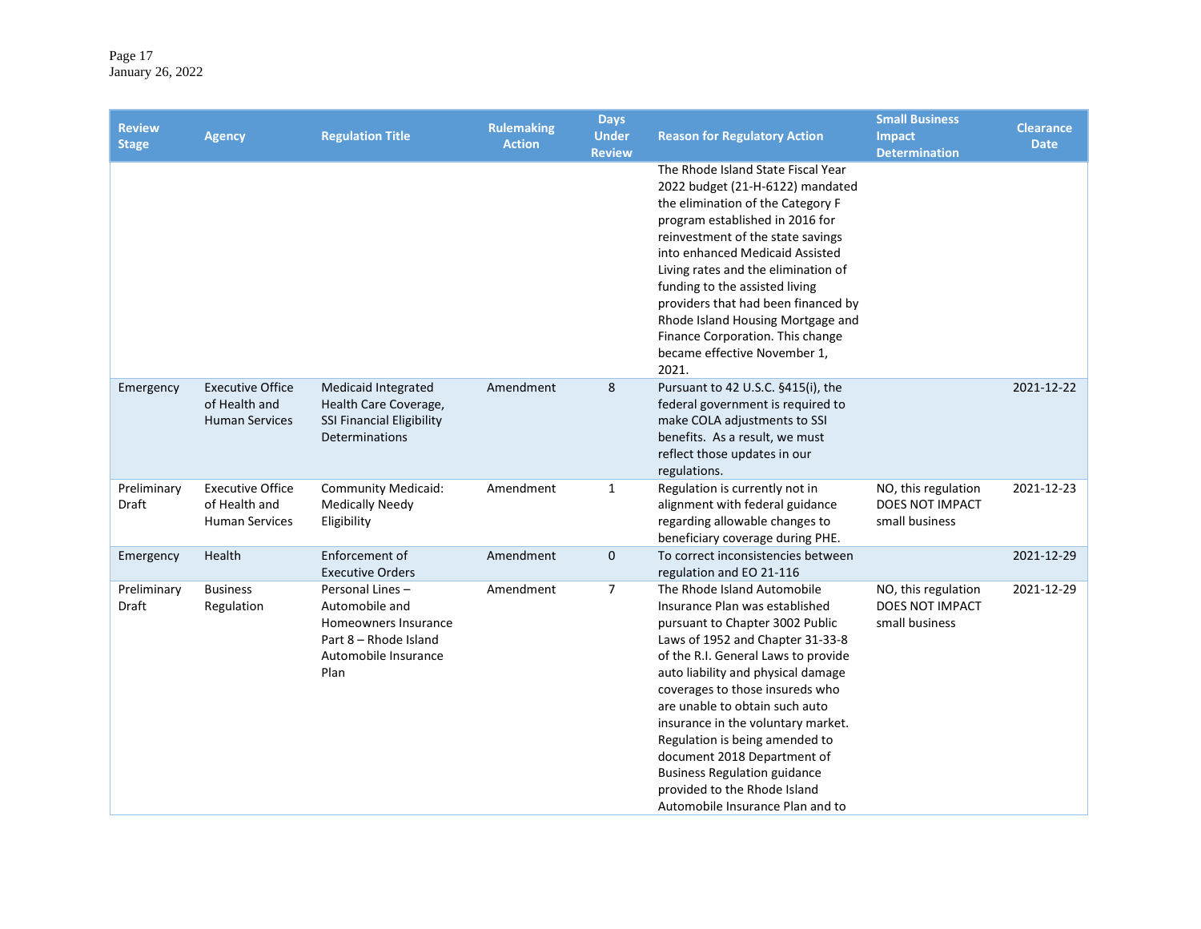| Review Stage | Agency | Regulation Title | Rulemaking Action | Days Under Review | Reason for Regulatory Action | Small Business Impact Determination | Clearance Date |
|---|---|---|---|---|---|---|---|
| | | | | | The Rhode Island State Fiscal Year 2022 budget (21-H-6122) mandated the elimination of the Category F program established in 2016 for reinvestment of the state savings into enhanced Medicaid Assisted Living rates and the elimination of funding to the assisted living providers that had been financed by Rhode Island Housing Mortgage and Finance Corporation. This change became effective November 1, 2021. | | |
| Emergency | Executive Office of Health and Human Services | Medicaid Integrated Health Care Coverage, SSI Financial Eligibility Determinations | Amendment | 8 | Pursuant to 42 U.S.C. §415(i), the federal government is required to make COLA adjustments to SSI benefits. As a result, we must reflect those updates in our regulations. | | 2021-12-22 |
| Preliminary Draft | Executive Office of Health and Human Services | Community Medicaid: Medically Needy Eligibility | Amendment | 1 | Regulation is currently not in alignment with federal guidance regarding allowable changes to beneficiary coverage during PHE. | NO, this regulation DOES NOT IMPACT small business | 2021-12-23 |
| Emergency | Health | Enforcement of Executive Orders | Amendment | 0 | To correct inconsistencies between regulation and EO 21-116 | | 2021-12-29 |
| Preliminary Draft | Business Regulation | Personal Lines – Automobile and Homeowners Insurance Part 8 – Rhode Island Automobile Insurance Plan | Amendment | 7 | The Rhode Island Automobile Insurance Plan was established pursuant to Chapter 3002 Public Laws of 1952 and Chapter 31-33-8 of the R.I. General Laws to provide auto liability and physical damage coverages to those insureds who are unable to obtain such auto insurance in the voluntary market. Regulation is being amended to document 2018 Department of Business Regulation guidance provided to the Rhode Island Automobile Insurance Plan and to | NO, this regulation DOES NOT IMPACT small business | 2021-12-29 |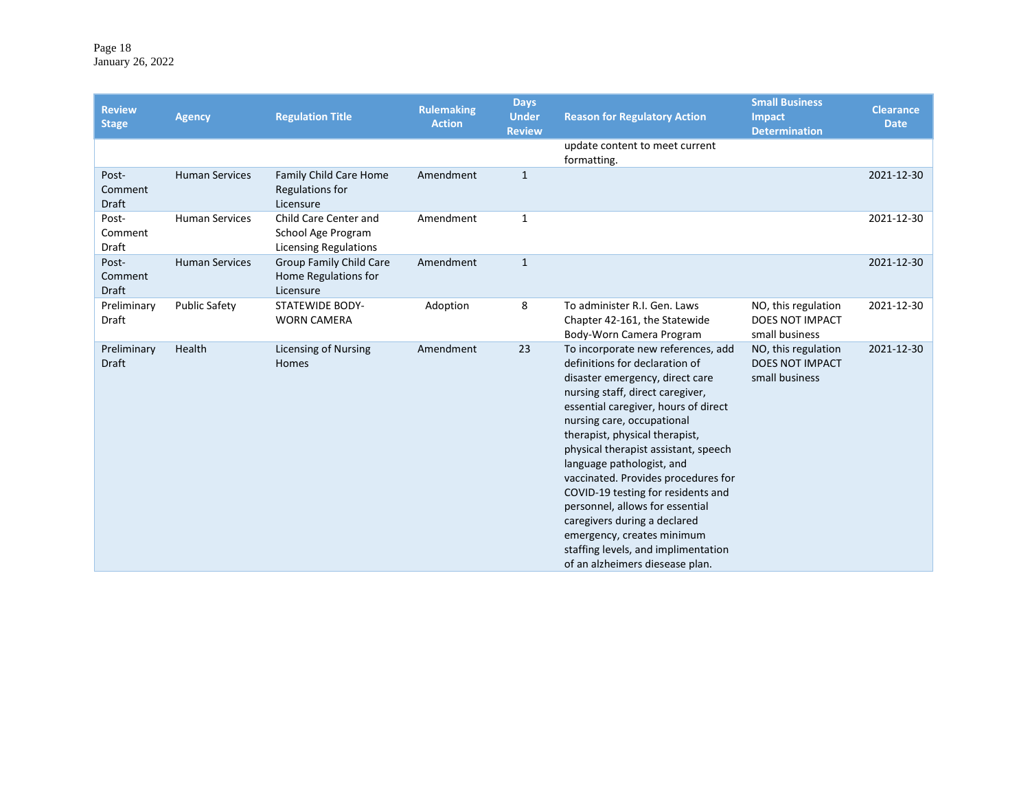| Review Stage | Agency | Regulation Title | Rulemaking Action | Days Under Review | Reason for Regulatory Action | Small Business Impact Determination | Clearance Date |
|---|---|---|---|---|---|---|---|
| | | | | | update content to meet current formatting. | | |
| Post-Comment Draft | Human Services | Family Child Care Home Regulations for Licensure | Amendment | 1 | | | 2021-12-30 |
| Post-Comment Draft | Human Services | Child Care Center and School Age Program Licensing Regulations | Amendment | 1 | | | 2021-12-30 |
| Post-Comment Draft | Human Services | Group Family Child Care Home Regulations for Licensure | Amendment | 1 | | | 2021-12-30 |
| Preliminary Draft | Public Safety | STATEWIDE BODY-WORN CAMERA | Adoption | 8 | To administer R.I. Gen. Laws Chapter 42-161, the Statewide Body-Worn Camera Program | NO, this regulation DOES NOT IMPACT small business | 2021-12-30 |
| Preliminary Draft | Health | Licensing of Nursing Homes | Amendment | 23 | To incorporate new references, add definitions for declaration of disaster emergency, direct care nursing staff, direct caregiver, essential caregiver, hours of direct nursing care, occupational therapist, physical therapist, physical therapist assistant, speech language pathologist, and vaccinated. Provides procedures for COVID-19 testing for residents and personnel, allows for essential caregivers during a declared emergency, creates minimum staffing levels, and implimentation of an alzheimers diesease plan. | NO, this regulation DOES NOT IMPACT small business | 2021-12-30 |